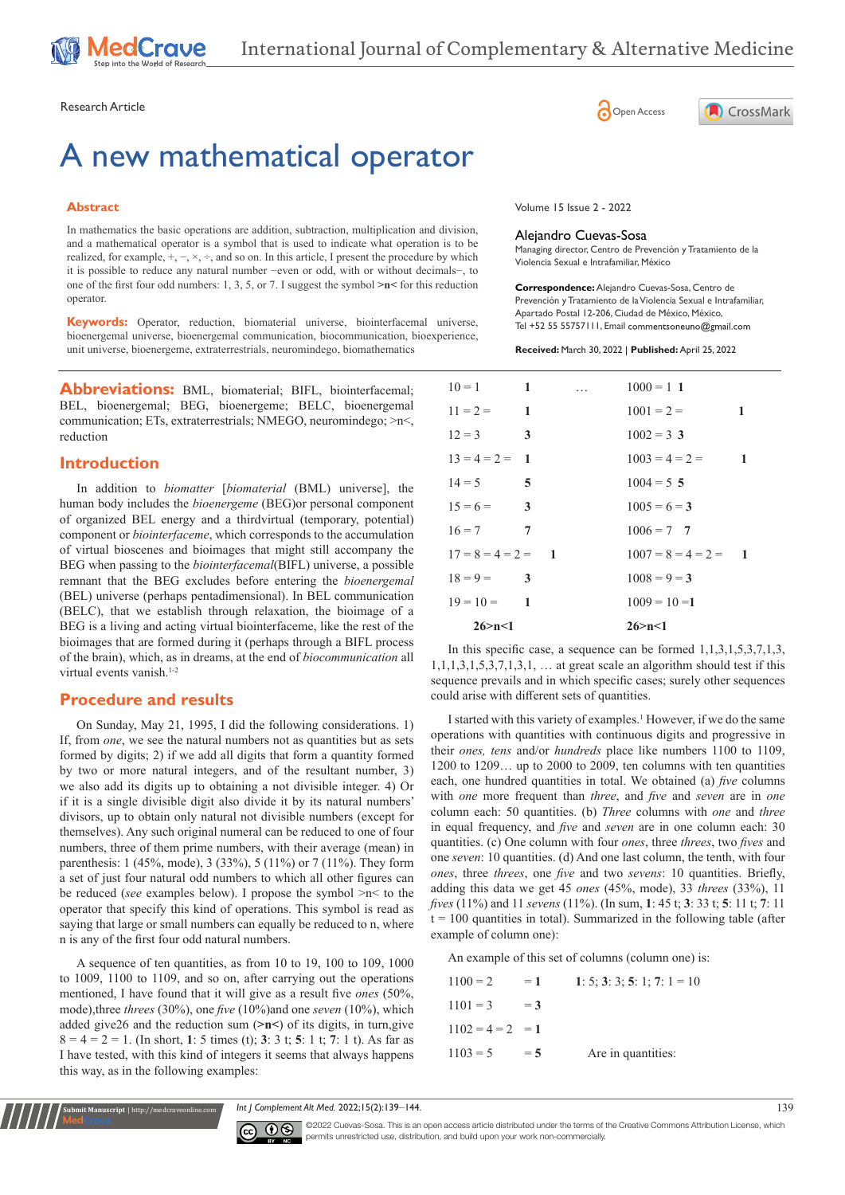Research Article

# A new mathematical operator

## Abstract

In mathematics the basic operations are addition, subtraction, multiplication and division, and a mathematical operator is a symbol that is used to indicate what operation is to be realized, for example, +, −, ×, ÷, and so on. In this article, I present the procedure by which it is possible to reduce any natural number −even or odd, with or without decimals−, to one of the first four odd numbers: 1, 3, 5, or 7. I suggest the symbol **>n<** for this reduction operator.

**Keywords:** Operator, reduction, biomaterial universe, biointerfacemal universe, bioenergemal universe, bioenergemal communication, biocommunication, bioexperience, unit universe, bioenergeme, extraterrestrials, neuromindego, biomathematics

Volume 15 Issue 2 - 2022

Alejandro Cuevas-Sosa

Managing director, Centro de Prevención y Tratamiento de la Violencia Sexual e Intrafamiliar, México

**Correspondence:** Alejandro Cuevas-Sosa, Centro de Prevención y Tratamiento de la Violencia Sexual e Intrafamiliar, Apartado Postal 12-206, Ciudad de México, México, Tel +52 55 55757111, Email commentsoneuno@gmail.com

**Received:** March 30, 2022 | **Published:** April 25, 2022

**Abbreviations:** BML, biomaterial; BIFL, biointerfacemal; BEL, bioenergemal; BEG, bioenergeme; BELC, bioenergemal communication; ETs, extraterrestrials; NMEGO, neuromindego; >n<, reduction

## Introduction

In addition to *biomatter* [*biomaterial* (BML) universe], the human body includes the *bioenergeme* (BEG)or personal component of organized BEL energy and a thirdvirtual (temporary, potential) component or *biointerfaceme*, which corresponds to the accumulation of virtual bioscenes and bioimages that might still accompany the BEG when passing to the *biointerfacemal*(BIFL) universe, a possible remnant that the BEG excludes before entering the *bioenergemal* (BEL) universe (perhaps pentadimensional). In BEL communication (BELC), that we establish through relaxation, the bioimage of a BEG is a living and acting virtual biointerface, like the rest of the bioimages that are formed during it (perhaps through a BIFL process of the brain), which, as in dreams, at the end of *biocommunication* all virtual events vanish.[1-2]

## Procedure and results

On Sunday, May 21, 1995, I did the following considerations. 1) If, from *one*, we see the natural numbers not as quantities but as sets formed by digits; 2) if we add all digits that form a quantity formed by two or more natural integers, and of the resultant number, 3) we also add its digits up to obtaining a not divisible integer. 4) Or if it is a single divisible digit also divide it by its natural numbers' divisors, up to obtain only natural not divisible numbers (except for themselves). Any such original numeral can be reduced to one of four numbers, three of them prime numbers, with their average (mean) in parenthesis: 1 (45%, mode), 3 (33%), 5 (11%) or 7 (11%). They form a set of just four natural odd numbers to which all other figures can be reduced (*see* examples below). I propose the symbol >n< to the operator that specify this kind of operations. This symbol is read as saying that large or small numbers can equally be reduced to n, where n is any of the first four odd natural numbers.

A sequence of ten quantities, as from 10 to 19, 100 to 109, 1000 to 1009, 1100 to 1109, and so on, after carrying out the operations mentioned, I have found that it will give as a result five *ones* (50%, mode),three *threes* (30%), one *five* (10%)and one *seven* (10%), which added give26 and the reduction sum (**>n<**) of its digits, in turn,give 8 = 4 = 2 = 1. (In short, **1**: 5 times (t); **3**: 3 t; **5**: 1 t; **7**: 1 t). As far as I have tested, with this kind of integers it seems that always happens this way, as in the following examples:

| | | | | |
|---|---|---|---|---|
| 10 = 1 | **1** | … | 1000 = 1 | **1** |
| 11 = 2 = | **1** | | 1001 = 2 = | **1** |
| 12 = 3 | **3** | | 1002 = 3 | **3** |
| 13 = 4 = 2 = | **1** | | 1003 = 4 = 2 = | **1** |
| 14 = 5 | **5** | | 1004 = 5 | **5** |
| 15 = 6 = | **3** | | 1005 = 6 = | **3** |
| 16 = 7 | **7** | | 1006 = 7 | **7** |
| 17 = 8 = 4 = 2 = | **1** | | 1007 = 8 = 4 = 2 = | **1** |
| 18 = 9 = | **3** | | 1008 = 9 = | **3** |
| 19 = 10 = | **1** | | 1009 = 10 = | **1** |
| **26>n<1** | | | **26>n<1** | |

In this specific case, a sequence can be formed 1,1,3,1,5,3,7,1,3, 1,1,1,3,1,5,3,7,1,3,1, … at great scale an algorithm should test if this sequence prevails and in which specific cases; surely other sequences could arise with different sets of quantities.

I started with this variety of examples.[1] However, if we do the same operations with quantities with continuous digits and progressive in their *ones, tens* and/or *hundreds* place like numbers 1100 to 1109, 1200 to 1209… up to 2000 to 2009, ten columns with ten quantities each, one hundred quantities in total. We obtained (a) *five* columns with *one* more frequent than *three*, and *five* and *seven* are in *one* column each: 50 quantities. (b) *Three* columns with *one* and *three* in equal frequency, and *five* and *seven* are in one column each: 30 quantities. (c) One column with four *ones*, three *threes*, two *fives* and one *seven*: 10 quantities. (d) And one last column, the tenth, with four *ones*, three *threes*, one *five* and two *sevens*: 10 quantities. Briefly, adding this data we get 45 *ones* (45%, mode), 33 *threes* (33%), 11 *fives* (11%) and 11 *sevens* (11%). (In sum, **1**: 45 t; **3**: 33 t; **5**: 11 t; **7**: 11 t = 100 quantities in total). Summarized in the following table (after example of column one):

An example of this set of columns (column one) is:

| | | |
|---|---|---|
| 1100 = 2 | = **1** | **1**: 5; **3**: 3; **5**: 1; **7**: 1 = 10 |
| 1101 = 3 | = **3** | |
| 1102 = 4 = 2 | = **1** | |
| 1103 = 5 | = **5** | Are in quantities: |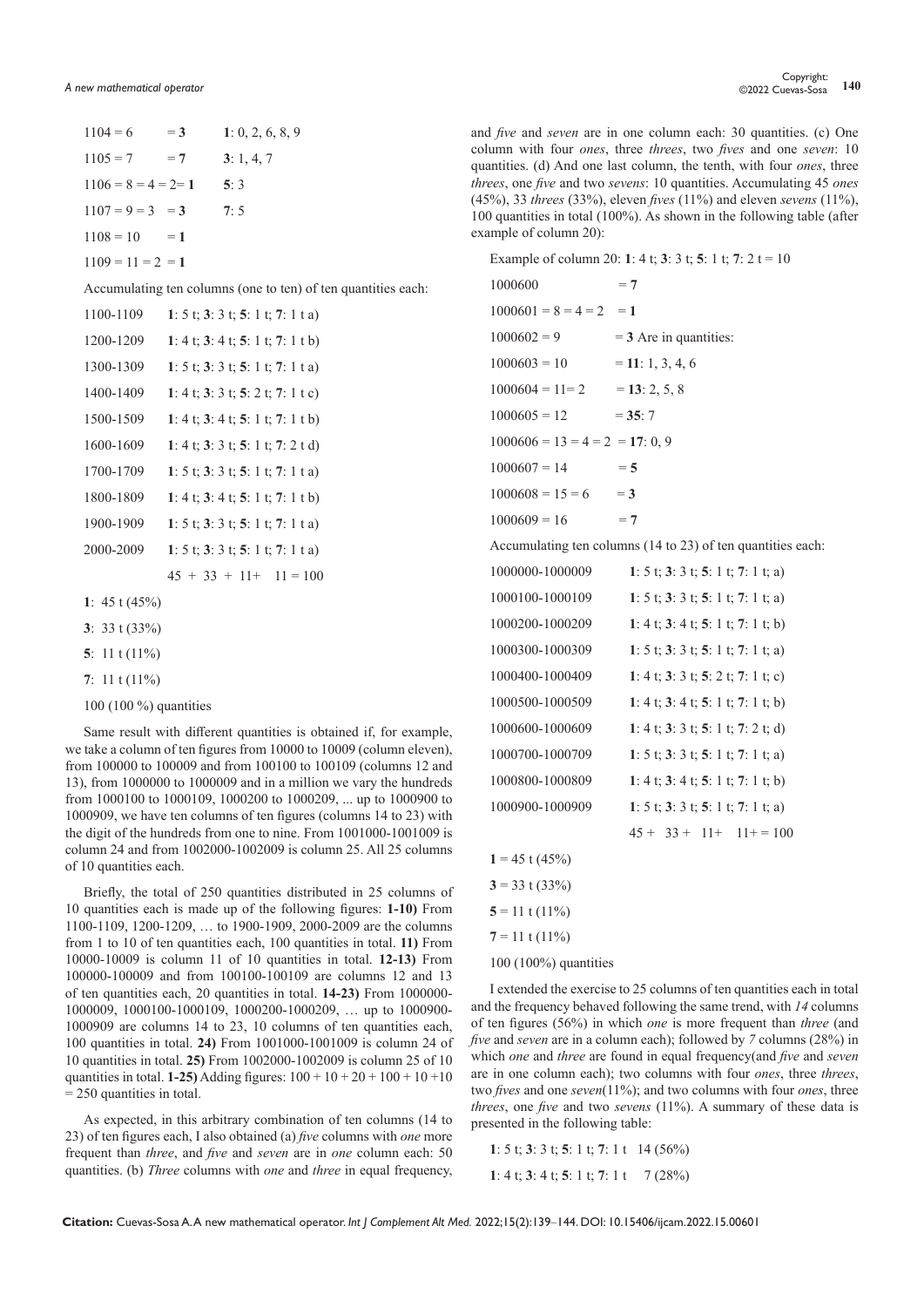| | | |
|---|---|---|
| 1104 = 6 | = **3** | **1**: 0, 2, 6, 8, 9 |
| 1105 = 7 | = **7** | **3**: 1, 4, 7 |
| 1106 = 8 = 4 = 2= **1** | | **5**: 3 |
| 1107 = 9 = 3 | = **3** | **7**: 5 |
| 1108 = 10 | = **1** | |
| 1109 = 11 = 2 | = **1** | |

Accumulating ten columns (one to ten) of ten quantities each:

| | |
|---|---|
| 1100-1109 | **1**: 5 t; **3**: 3 t; **5**: 1 t; **7**: 1 t a) |
| 1200-1209 | **1**: 4 t; **3**: 4 t; **5**: 1 t; **7**: 1 t b) |
| 1300-1309 | **1**: 5 t; **3**: 3 t; **5**: 1 t; **7**: 1 t a) |
| 1400-1409 | **1**: 4 t; **3**: 3 t; **5**: 2 t; **7**: 1 t c) |
| 1500-1509 | **1**: 4 t; **3**: 4 t; **5**: 1 t; **7**: 1 t b) |
| 1600-1609 | **1**: 4 t; **3**: 3 t; **5**: 1 t; **7**: 2 t d) |
| 1700-1709 | **1**: 5 t; **3**: 3 t; **5**: 1 t; **7**: 1 t a) |
| 1800-1809 | **1**: 4 t; **3**: 4 t; **5**: 1 t; **7**: 1 t b) |
| 1900-1909 | **1**: 5 t; **3**: 3 t; **5**: 1 t; **7**: 1 t a) |
| 2000-2009 | **1**: 5 t; **3**: 3 t; **5**: 1 t; **7**: 1 t a) |
| | 45 + 33 + 11+ 11 = 100 |

**1**: 45 t (45%)

**3**: 33 t (33%)

**5**: 11 t (11%)

**7**: 11 t (11%)

100 (100 %) quantities

Same result with different quantities is obtained if, for example, we take a column of ten figures from 10000 to 10009 (column eleven), from 100000 to 100009 and from 100100 to 100109 (columns 12 and 13), from 1000000 to 1000009 and in a million we vary the hundreds from 1000100 to 1000109, 1000200 to 1000209, ... up to 1000900 to 1000909, we have ten columns of ten figures (columns 14 to 23) with the digit of the hundreds from one to nine. From 1001000-1001009 is column 24 and from 1002000-1002009 is column 25. All 25 columns of 10 quantities each.

Briefly, the total of 250 quantities distributed in 25 columns of 10 quantities each is made up of the following figures: **1-10)** From 1100-1109, 1200-1209, … to 1900-1909, 2000-2009 are the columns from 1 to 10 of ten quantities each, 100 quantities in total. **11)** From 10000-10009 is column 11 of 10 quantities in total. **12-13)** From 100000-100009 and from 100100-100109 are columns 12 and 13 of ten quantities each, 20 quantities in total. **14-23)** From 1000000-1000009, 1000100-1000109, 1000200-1000209, … up to 1000900-1000909 are columns 14 to 23, 10 columns of ten quantities each, 100 quantities in total. **24)** From 1001000-1001009 is column 24 of 10 quantities in total. **25)** From 1002000-1002009 is column 25 of 10 quantities in total. **1-25)** Adding figures: 100 + 10 + 20 + 100 + 10 +10 = 250 quantities in total.

As expected, in this arbitrary combination of ten columns (14 to 23) of ten figures each, I also obtained (a) *five* columns with *one* more frequent than *three*, and *five* and *seven* are in *one* column each: 50 quantities. (b) *Three* columns with *one* and *three* in equal frequency, and *five* and *seven* are in one column each: 30 quantities. (c) One column with four *ones*, three *threes*, two *fives* and one *seven*: 10 quantities. (d) And one last column, the tenth, with four *ones*, three *threes*, one *five* and two *sevens*: 10 quantities. Accumulating 45 *ones* (45%), 33 *threes* (33%), eleven *fives* (11%) and eleven *sevens* (11%), 100 quantities in total (100%). As shown in the following table (after example of column 20):

Example of column 20: **1**: 4 t; **3**: 3 t; **5**: 1 t; **7**: 2 t = 10

| | | |
|---|---|---|
| 1000600 | = **7** | |
| 1000601 = 8 = 4 = 2 | = **1** | |
| 1000602 = 9 | = **3** Are in quantities: | |
| 1000603 = 10 | = **11**: 1, 3, 4, 6 | |
| 1000604 = 11= 2 | = **13**: 2, 5, 8 | |
| 1000605 = 12 | = **35**: 7 | |
| 1000606 = 13 = 4 = 2 | = **17**: 0, 9 | |
| 1000607 = 14 | = **5** | |
| 1000608 = 15 = 6 | = **3** | |
| 1000609 = 16 | = **7** | |

Accumulating ten columns (14 to 23) of ten quantities each:

| | |
|---|---|
| 1000000-1000009 | **1**: 5 t; **3**: 3 t; **5**: 1 t; **7**: 1 t; a) |
| 1000100-1000109 | **1**: 5 t; **3**: 3 t; **5**: 1 t; **7**: 1 t; a) |
| 1000200-1000209 | **1**: 4 t; **3**: 4 t; **5**: 1 t; **7**: 1 t; b) |
| 1000300-1000309 | **1**: 5 t; **3**: 3 t; **5**: 1 t; **7**: 1 t; a) |
| 1000400-1000409 | **1**: 4 t; **3**: 3 t; **5**: 2 t; **7**: 1 t; c) |
| 1000500-1000509 | **1**: 4 t; **3**: 4 t; **5**: 1 t; **7**: 1 t; b) |
| 1000600-1000609 | **1**: 4 t; **3**: 3 t; **5**: 1 t; **7**: 2 t; d) |
| 1000700-1000709 | **1**: 5 t; **3**: 3 t; **5**: 1 t; **7**: 1 t; a) |
| 1000800-1000809 | **1**: 4 t; **3**: 4 t; **5**: 1 t; **7**: 1 t; b) |
| 1000900-1000909 | **1**: 5 t; **3**: 3 t; **5**: 1 t; **7**: 1 t; a) |
| | 45 + 33 + 11+ 11+ = 100 |

**1** = 45 t (45%)

**3** = 33 t (33%)

**5** = 11 t (11%)

**7** = 11 t (11%)

100 (100%) quantities

I extended the exercise to 25 columns of ten quantities each in total and the frequency behaved following the same trend, with *14* columns of ten figures (56%) in which *one* is more frequent than *three* (and *five* and *seven* are in a column each); followed by *7* columns (28%) in which *one* and *three* are found in equal frequency(and *five* and *seven* are in one column each); two columns with four *ones*, three *threes*, two *fives* and one *seven*(11%); and two columns with four *ones*, three *threes*, one *five* and two *sevens* (11%). A summary of these data is presented in the following table:

| | |
|---|---|
| **1**: 5 t; **3**: 3 t; **5**: 1 t; **7**: 1 t | 14 (56%) |
| **1**: 4 t; **3**: 4 t; **5**: 1 t; **7**: 1 t | 7 (28%) |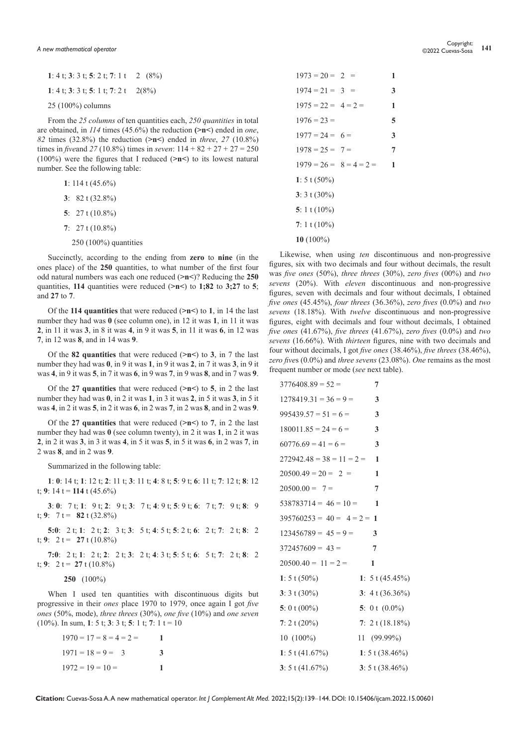**1**: 4 t; **3**: 3 t; **5**: 2 t; **7**: 1 t 2 (8%)

**1**: 4 t; **3**: 3 t; **5**: 1 t; **7**: 2 t 2(8%)

25 (100%) columns

From the *25 columns* of ten quantities each, *250 quantities* in total are obtained, in *114* times (45.6%) the reduction **(>n<)** ended in *one*, *82* times (32.8%) the reduction (**>n<**) ended in *three*, *27* (10.8%) times in *five*and *27* (10.8%) times in *seven*: 114 + 82 + 27 + 27 = 250 (100%) were the figures that I reduced (**>n<**) to its lowest natural number. See the following table:

**1**: 114 t (45.6%)

**3**: 82 t (32.8%)

**5**: 27 t (10.8%)

**7**: 27 t (10.8%)

250 (100%) quantities

Succinctly, according to the ending from **zero** to **nine** (in the ones place) of the **250** quantities, to what number of the first four odd natural numbers was each one reduced (**>n<**)? Reducing the **250** quantities, **114** quantities were reduced (**>n<**) to **1;82** to **3;27** to **5**; and **27** to **7**.

Of the **114 quantities** that were reduced (**>n<**) to **1**, in 14 the last number they had was **0** (see column one), in 12 it was **1**, in 11 it was **2**, in 11 it was **3**, in 8 it was **4**, in 9 it was **5**, in 11 it was **6**, in 12 was **7**, in 12 was **8**, and in 14 was **9**.

Of the **82 quantities** that were reduced (**>n<**) to **3**, in 7 the last number they had was **0**, in 9 it was **1**, in 9 it was **2**, in 7 it was **3**, in 9 it was **4**, in 9 it was **5**, in 7 it was **6**, in 9 was **7**, in 9 was **8**, and in 7 was **9**.

Of the **27 quantities** that were reduced (**>n<**) to **5**, in 2 the last number they had was **0**, in 2 it was **1**, in 3 it was **2**, in 5 it was **3**, in 5 it was **4**, in 2 it was **5**, in 2 it was **6**, in 2 was **7**, in 2 was **8**, and in 2 was **9**.

Of the **27 quantities** that were reduced (**>n<**) to **7**, in 2 the last number they had was **0** (see column twenty), in 2 it was **1**, in 2 it was **2**, in 2 it was **3**, in 3 it was **4**, in 5 it was **5**, in 5 it was **6**, in 2 was **7**, in 2 was **8**, and in 2 was **9**.

Summarized in the following table:

**1**: **0**: 14 t; **1**: 12 t; **2**: 11 t; **3**: 11 t; **4**: 8 t; **5**: 9 t; **6**: 11 t; **7**: 12 t; **8**: 12 t; **9**: 14 t = **114** t (45.6%)

**3**: **0**: 7 t; **1**: 9 t; **2**: 9 t; **3**: 7 t; **4**: 9 t; **5**: 9 t; **6**: 7 t; **7**: 9 t; **8**: 9 t; **9**: 7 t = **82** t (32.8%)

**5:0**: 2 t; **1**: 2 t; **2**: 3 t; **3**: 5 t; **4**: 5 t; **5**: 2 t; **6**: 2 t; **7**: 2 t; **8**: 2 t; **9**: 2 t = **27** t (10.8%)

**7:0**: 2 t; **1**: 2 t; **2**: 2 t; **3**: 2 t; **4**: 3 t; **5**: 5 t; **6**: 5 t; **7**: 2 t; **8**: 2 t; **9**: 2 t = **27** t (10.8%)

**250** (100%)

When I used ten quantities with discontinuous digits but progressive in their *ones* place 1970 to 1979, once again I got *five ones* (50%, mode), *three threes* (30%), *one five* (10%) and *one seven* (10%). In sum, **1**: 5 t; **3**: 3 t; **5**: 1 t; **7**: 1 t = 10

1970 = 17 = 8 = 4 = 2 = **1**

1971 = 18 = 9 = 3 **3**

1972 = 19 = 10 = **1**

1973 = 20 = 2 = **1**

1974 = 21 = 3 = **3**

1975 = 22 = 4 = 2 = **1**

1976 = 23 = **5**

1977 = 24 = 6 = **3**

1978 = 25 = 7 = **7**

1979 = 26 = 8 = 4 = 2 = **1**

**1**: 5 t (50%)

**3**: 3 t (30%)

**5**: 1 t (10%)

**7**: 1 t (10%)

**10** (100%)

Likewise, when using *ten* discontinuous and non-progressive figures, six with two decimals and four without decimals, the result was *five ones* (50%), *three threes* (30%), *zero fives* (00%) and *two sevens* (20%). With *eleven* discontinuous and non-progressive figures, seven with decimals and four without decimals, I obtained *five ones* (45.45%), *four threes* (36.36%), *zero fives* (0.0%) and *two sevens* (18.18%). With *twelve* discontinuous and non-progressive figures, eight with decimals and four without decimals, I obtained *five ones* (41.67%), *five threes* (41.67%), *zero fives* (0.0%) and *two sevens* (16.66%). With *thirteen* figures, nine with two decimals and four without decimals, I got *five ones* (38.46%), *five threes* (38.46%), *zero five*s (0.0%) and *three sevens* (23.08%). *One* remains as the most frequent number or mode (*see* next table).

3776408.89 = 52 = **7**

1278419.31 = 36 = 9 = **3**

995439.57 = 51 = 6 = **3**

180011.85 = 24 = 6 = **3**

60776.69 = 41 = 6 = **3**

272942.48 = 38 = 11 = 2 = **1**

20500.49 = 20 = 2 = **1**

20500.00 = 7 = **7**

538783714 = 46 = 10 = **1**

395760253 = 40 = 4 = 2 = **1**

123456789 = 45 = 9 = **3**

372457609 = 43 = **7**

20500.40 = 11 = 2 = **1**

| | |
|---|---|
| **1**: 5 t (50%) | **1**: 5 t (45.45%) |
| **3**: 3 t (30%) | **3**: 4 t (36.36%) |
| **5**: 0 t (00%) | **5**: 0 t (0.0%) |
| **7**: 2 t (20%) | **7**: 2 t (18.18%) |
| 10 (100%) | 11 (99.99%) |
| **1**: 5 t (41.67%) | **1**: 5 t (38.46%) |
| **3**: 5 t (41.67%) | **3**: 5 t (38.46%) |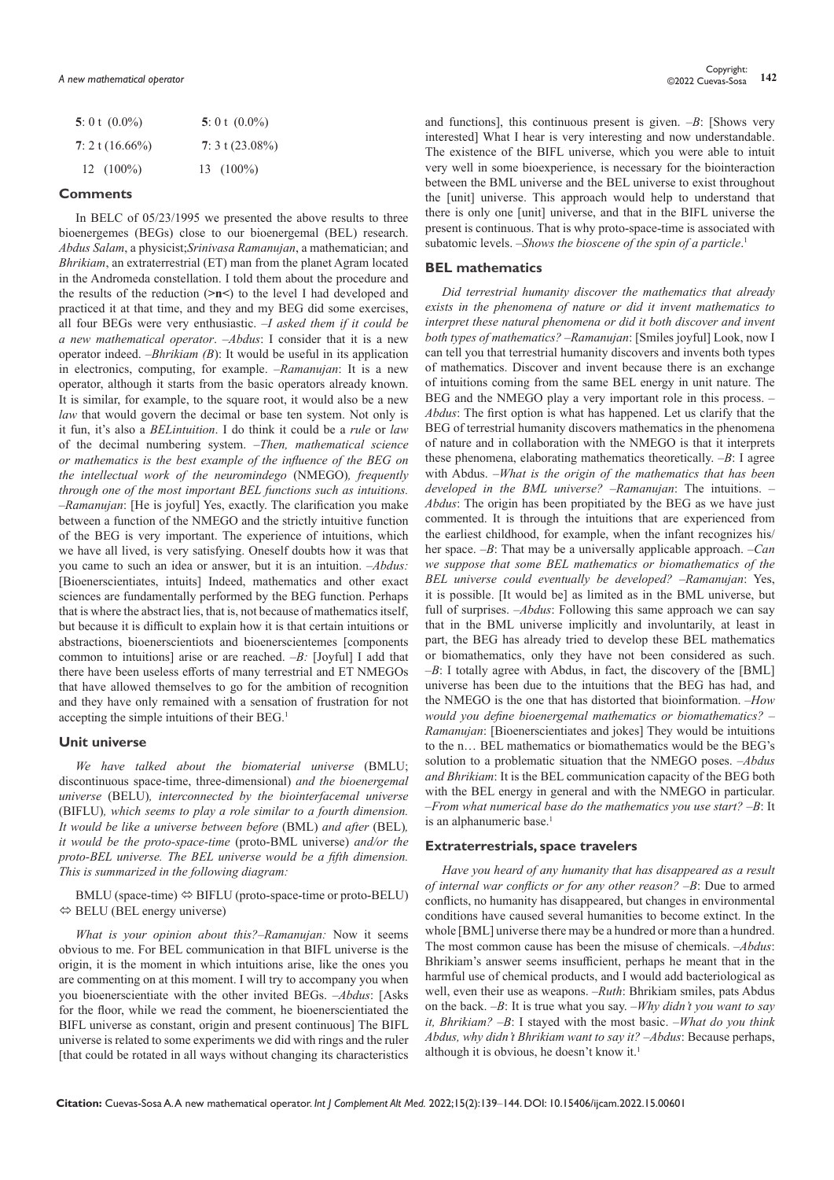| | |
|---|---|
| **5**: 0 t (0.0%) | **5**: 0 t (0.0%) |
| **7**: 2 t (16.66%) | **7**: 3 t (23.08%) |
| 12 (100%) | 13 (100%) |

## Comments

In BELC of 05/23/1995 we presented the above results to three bioenergemes (BEGs) close to our bioenergemal (BEL) research. *Abdus Salam*, a physicist;*Srinivasa Ramanujan*, a mathematician; and *Bhrikiam*, an extraterrestrial (ET) man from the planet Agram located in the Andromeda constellation. I told them about the procedure and the results of the reduction (**>n<**) to the level I had developed and practiced it at that time, and they and my BEG did some exercises, all four BEGs were very enthusiastic. –*I asked them if it could be a new mathematical operator*. –*Abdus*: I consider that it is a new operator indeed. –*Bhrikiam (B)*: It would be useful in its application in electronics, computing, for example. –*Ramanujan*: It is a new operator, although it starts from the basic operators already known. It is similar, for example, to the square root, it would also be a new *law* that would govern the decimal or base ten system. Not only is it fun, it's also a *BELintuition*. I do think it could be a *rule* or *law* of the decimal numbering system. –*Then, mathematical science or mathematics is the best example of the influence of the BEG on the intellectual work of the neuromindego* (NMEGO)*, frequently through one of the most important BEL functions such as intuitions.* –*Ramanujan*: [He is joyful] Yes, exactly. The clarification you make between a function of the NMEGO and the strictly intuitive function of the BEG is very important. The experience of intuitions, which we have all lived, is very satisfying. Oneself doubts how it was that you came to such an idea or answer, but it is an intuition. –*Abdus:* [Bioenerscientiates, intuits] Indeed, mathematics and other exact sciences are fundamentally performed by the BEG function. Perhaps that is where the abstract lies, that is, not because of mathematics itself, but because it is difficult to explain how it is that certain intuitions or abstractions, bioenerscientiots and bioenerscientemes [components common to intuitions] arise or are reached. –*B:* [Joyful] I add that there have been useless efforts of many terrestrial and ET NMEGOs that have allowed themselves to go for the ambition of recognition and they have only remained with a sensation of frustration for not accepting the simple intuitions of their BEG.[1]

## Unit universe

*We have talked about the biomaterial universe* (BMLU; discontinuous space-time, three-dimensional) *and the bioenergemal universe* (BELU)*, interconnected by the biointerfacemal universe* (BIFLU)*, which seems to play a role similar to a fourth dimension. It would be like a universe between before* (BML) *and after* (BEL)*, it would be the proto-space-time* (proto-BML universe) *and/or the proto-BEL universe. The BEL universe would be a fifth dimension. This is summarized in the following diagram:*

BMLU (space-time) ⇔ BIFLU (proto-space-time or proto-BELU) ⇔ BELU (BEL energy universe)

*What is your opinion about this?*–*Ramanujan:* Now it seems obvious to me. For BEL communication in that BIFL universe is the origin, it is the moment in which intuitions arise, like the ones you are commenting on at this moment. I will try to accompany you when you bioenerscientiate with the other invited BEGs. –*Abdus*: [Asks for the floor, while we read the comment, he bioenerscientiated the BIFL universe as constant, origin and present continuous] The BIFL universe is related to some experiments we did with rings and the ruler [that could be rotated in all ways without changing its characteristics and functions], this continuous present is given. –*B*: [Shows very interested] What I hear is very interesting and now understandable. The existence of the BIFL universe, which you were able to intuit very well in some bioexperience, is necessary for the biointeraction between the BML universe and the BEL universe to exist throughout the [unit] universe. This approach would help to understand that there is only one [unit] universe, and that in the BIFL universe the present is continuous. That is why proto-space-time is associated with subatomic levels. –*Shows the bioscene of the spin of a particle*.[1]

## BEL mathematics

*Did terrestrial humanity discover the mathematics that already exists in the phenomena of nature or did it invent mathematics to interpret these natural phenomena or did it both discover and invent both types of mathematics?* –*Ramanujan*: [Smiles joyful] Look, now I can tell you that terrestrial humanity discovers and invents both types of mathematics. Discover and invent because there is an exchange of intuitions coming from the same BEL energy in unit nature. The BEG and the NMEGO play a very important role in this process. –*Abdus*: The first option is what has happened. Let us clarify that the BEG of terrestrial humanity discovers mathematics in the phenomena of nature and in collaboration with the NMEGO is that it interprets these phenomena, elaborating mathematics theoretically. –*B*: I agree with Abdus. –*What is the origin of the mathematics that has been developed in the BML universe?* –*Ramanujan*: The intuitions. –*Abdus*: The origin has been propitiated by the BEG as we have just commented. It is through the intuitions that are experienced from the earliest childhood, for example, when the infant recognizes his/her space. –*B*: That may be a universally applicable approach. –*Can we suppose that some BEL mathematics or biomathematics of the BEL universe could eventually be developed?* –*Ramanujan*: Yes, it is possible. [It would be] as limited as in the BML universe, but full of surprises. –*Abdus*: Following this same approach we can say that in the BML universe implicitly and involuntarily, at least in part, the BEG has already tried to develop these BEL mathematics or biomathematics, only they have not been considered as such. –*B*: I totally agree with Abdus, in fact, the discovery of the [BML] universe has been due to the intuitions that the BEG has had, and the NMEGO is the one that has distorted that bioinformation. –*How would you define bioenergemal mathematics or biomathematics?* –*Ramanujan*: [Bioenerscientiates and jokes] They would be intuitions to the n… BEL mathematics or biomathematics would be the BEG's solution to a problematic situation that the NMEGO poses. –*Abdus and Bhrikiam*: It is the BEL communication capacity of the BEG both with the BEL energy in general and with the NMEGO in particular. –*From what numerical base do the mathematics you use start?* –*B*: It is an alphanumeric base.[1]

## Extraterrestrials, space travelers

*Have you heard of any humanity that has disappeared as a result of internal war conflicts or for any other reason?* –*B*: Due to armed conflicts, no humanity has disappeared, but changes in environmental conditions have caused several humanities to become extinct. In the whole [BML] universe there may be a hundred or more than a hundred. The most common cause has been the misuse of chemicals. –*Abdus*: Bhrikiam's answer seems insufficient, perhaps he meant that in the harmful use of chemical products, and I would add bacteriological as well, even their use as weapons. –*Ruth*: Bhrikiam smiles, pats Abdus on the back. –*B*: It is true what you say. –*Why didn't you want to say it, Bhrikiam?* –*B*: I stayed with the most basic. –*What do you think Abdus, why didn't Bhrikiam want to say it?* –*Abdus*: Because perhaps, although it is obvious, he doesn't know it.[1]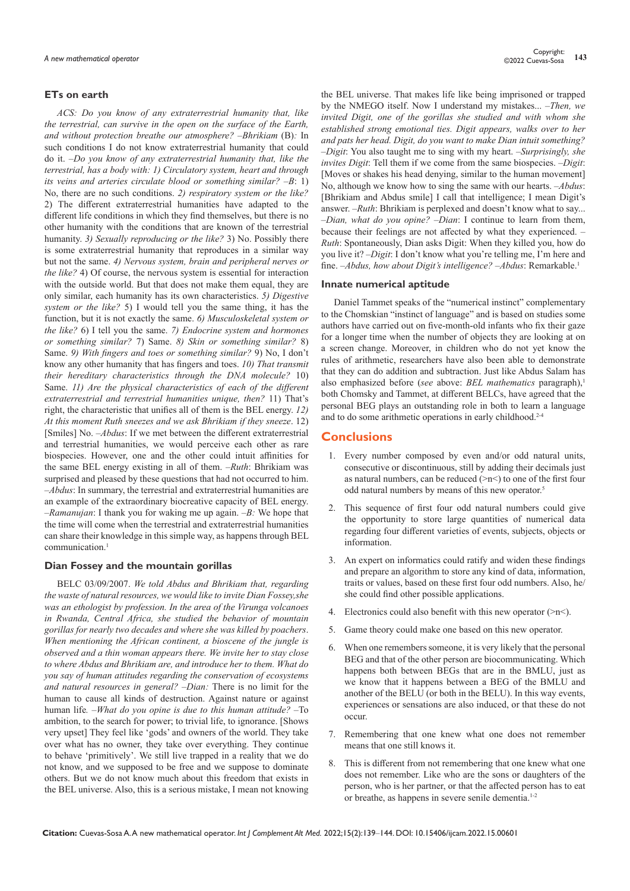### ETs on earth

*ACS: Do you know of any extraterrestrial humanity that, like the terrestrial, can survive in the open on the surface of the Earth, and without protection breathe our atmosphere? –Bhrikiam* (B)*:* In such conditions I do not know extraterrestrial humanity that could do it. *–Do you know of any extraterrestrial humanity that, like the terrestrial, has a body with: 1) Circulatory system, heart and through its veins and arteries circulate blood or something similar? –B*: 1) No, there are no such conditions. *2) respiratory system or the like?* 2) The different extraterrestrial humanities have adapted to the different life conditions in which they find themselves, but there is no other humanity with the conditions that are known of the terrestrial humanity. *3) Sexually reproducing or the like?* 3) No. Possibly there is some extraterrestrial humanity that reproduces in a similar way but not the same. *4) Nervous system, brain and peripheral nerves or the like?* 4) Of course, the nervous system is essential for interaction with the outside world. But that does not make them equal, they are only similar, each humanity has its own characteristics. *5) Digestive system or the like?* 5) I would tell you the same thing, it has the function, but it is not exactly the same. *6) Musculoskeletal system or the like?* 6) I tell you the same. *7) Endocrine system and hormones or something similar?* 7) Same. *8) Skin or something similar?* 8) Same. *9) With fingers and toes or something similar?* 9) No, I don't know any other humanity that has fingers and toes. *10) That transmit their hereditary characteristics through the DNA molecule?* 10) Same. *11) Are the physical characteristics of each of the different extraterrestrial and terrestrial humanities unique, then?* 11) That's right, the characteristic that unifies all of them is the BEL energy. *12) At this moment Ruth sneezes and we ask Bhrikiam if they sneeze*. 12) [Smiles] No. *–Abdus*: If we met between the different extraterrestrial and terrestrial humanities, we would perceive each other as rare biospecies. However, one and the other could intuit affinities for the same BEL energy existing in all of them. *–Ruth*: Bhrikiam was surprised and pleased by these questions that had not occurred to him. *–Abdus*: In summary, the terrestrial and extraterrestrial humanities are an example of the extraordinary biocreative capacity of BEL energy. *–Ramanujan*: I thank you for waking me up again. *–B:* We hope that the time will come when the terrestrial and extraterrestrial humanities can share their knowledge in this simple way, as happens through BEL communication.[1]

### Dian Fossey and the mountain gorillas

BELC 03/09/2007. *We told Abdus and Bhrikiam that, regarding the waste of natural resources, we would like to invite Dian Fossey,she was an ethologist by profession. In the area of the Virunga volcanoes in Rwanda, Central Africa, she studied the behavior of mountain gorillas for nearly two decades and where she was killed by poachers. When mentioning the African continent, a bioscene of the jungle is observed and a thin woman appears there. We invite her to stay close to where Abdus and Bhrikiam are, and introduce her to them. What do you say of human attitudes regarding the conservation of ecosystems and natural resources in general? –Dian:* There is no limit for the human to cause all kinds of destruction. Against nature or against human life*. –What do you opine is due to this human attitude? –*To ambition, to the search for power; to trivial life, to ignorance. [Shows very upset] They feel like 'gods' and owners of the world. They take over what has no owner, they take over everything. They continue to behave 'primitively'. We still live trapped in a reality that we do not know, and we supposed to be free and we suppose to dominate others. But we do not know much about this freedom that exists in the BEL universe. Also, this is a serious mistake, I mean not knowing the BEL universe. That makes life like being imprisoned or trapped by the NMEGO itself. Now I understand my mistakes... *–Then, we invited Digit, one of the gorillas she studied and with whom she established strong emotional ties. Digit appears, walks over to her and pats her head. Digit, do you want to make Dian intuit something? –Digit*: You also taught me to sing with my heart. *–Surprisingly, she invites Digit*: Tell them if we come from the same biospecies. *–Digit*: [Moves or shakes his head denying, similar to the human movement] No, although we know how to sing the same with our hearts. *–Abdus*: [Bhrikiam and Abdus smile] I call that intelligence; I mean Digit's answer. *–Ruth*: Bhrikiam is perplexed and doesn't know what to say... *–Dian, what do you opine? –Dian*: I continue to learn from them, because their feelings are not affected by what they experienced. *–Ruth*: Spontaneously, Dian asks Digit: When they killed you, how do you live it? *–Digit*: I don't know what you're telling me, I'm here and fine. *–Abdus, how about Digit's intelligence? –Abdus*: Remarkable.[1]

### Innate numerical aptitude

Daniel Tammet speaks of the "numerical instinct" complementary to the Chomskian "instinct of language" and is based on studies some authors have carried out on five-month-old infants who fix their gaze for a longer time when the number of objects they are looking at on a screen change. Moreover, in children who do not yet know the rules of arithmetic, researchers have also been able to demonstrate that they can do addition and subtraction. Just like Abdus Salam has also emphasized before (*see* above: *BEL mathematics* paragraph),[1] both Chomsky and Tammet, at different BELCs, have agreed that the personal BEG plays an outstanding role in both to learn a language and to do some arithmetic operations in early childhood.[2-4]

## Conclusions

1. Every number composed by even and/or odd natural units, consecutive or discontinuous, still by adding their decimals just as natural numbers, can be reduced (>n<) to one of the first four odd natural numbers by means of this new operator.[5]
2. This sequence of first four odd natural numbers could give the opportunity to store large quantities of numerical data regarding four different varieties of events, subjects, objects or information.
3. An expert on informatics could ratify and widen these findings and prepare an algorithm to store any kind of data, information, traits or values, based on these first four odd numbers. Also, he/she could find other possible applications.
4. Electronics could also benefit with this new operator (>n<).
5. Game theory could make one based on this new operator.
6. When one remembers someone, it is very likely that the personal BEG and that of the other person are biocommunicating. Which happens both between BEGs that are in the BMLU, just as we know that it happens between a BEG of the BMLU and another of the BELU (or both in the BELU). In this way events, experiences or sensations are also induced, or that these do not occur.
7. Remembering that one knew what one does not remember means that one still knows it.
8. This is different from not remembering that one knew what one does not remember. Like who are the sons or daughters of the person, who is her partner, or that the affected person has to eat or breathe, as happens in severe senile dementia.[1-2]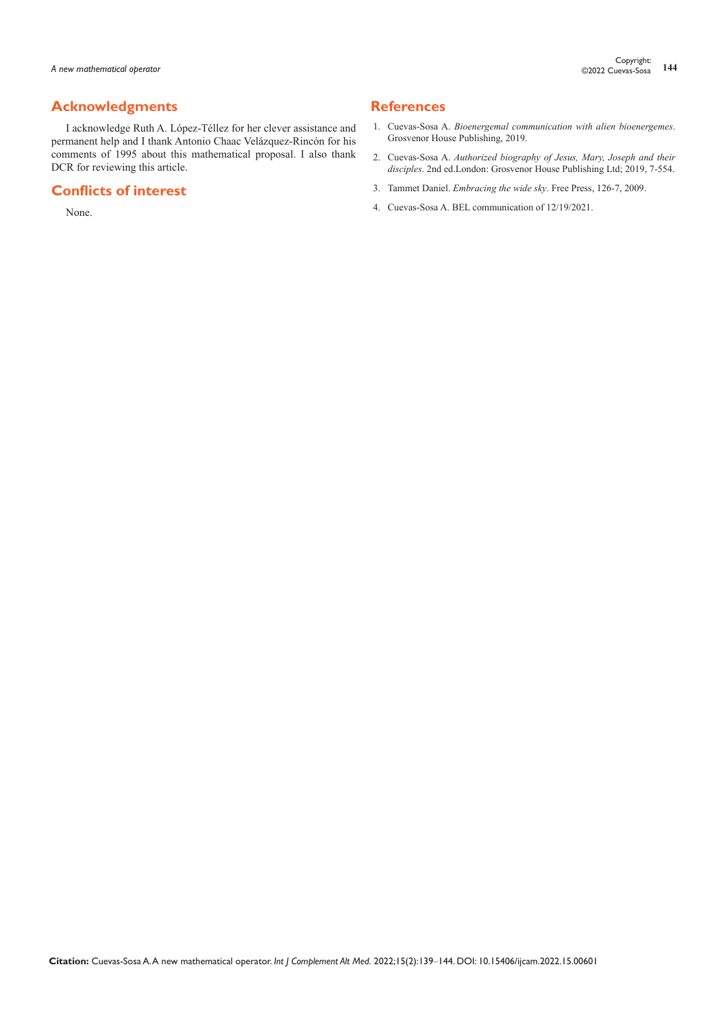## Acknowledgments

I acknowledge Ruth A. López-Téllez for her clever assistance and permanent help and I thank Antonio Chaac Velázquez-Rincón for his comments of 1995 about this mathematical proposal. I also thank DCR for reviewing this article.

## Conflicts of interest

None.

## References

1. Cuevas-Sosa A. *Bioenergemal communication with alien bioenergemes*. Grosvenor House Publishing, 2019.
2. Cuevas-Sosa A. *Authorized biography of Jesus, Mary, Joseph and their disciples*. 2nd ed.London: Grosvenor House Publishing Ltd; 2019, 7-554.
3. Tammet Daniel. *Embracing the wide sky*. Free Press, 126-7, 2009.
4. Cuevas-Sosa A. BEL communication of 12/19/2021.

**Citation:** Cuevas-Sosa A. A new mathematical operator. *Int J Complement Alt Med.* 2022;15(2):139‒144. DOI: 10.15406/ijcam.2022.15.00601